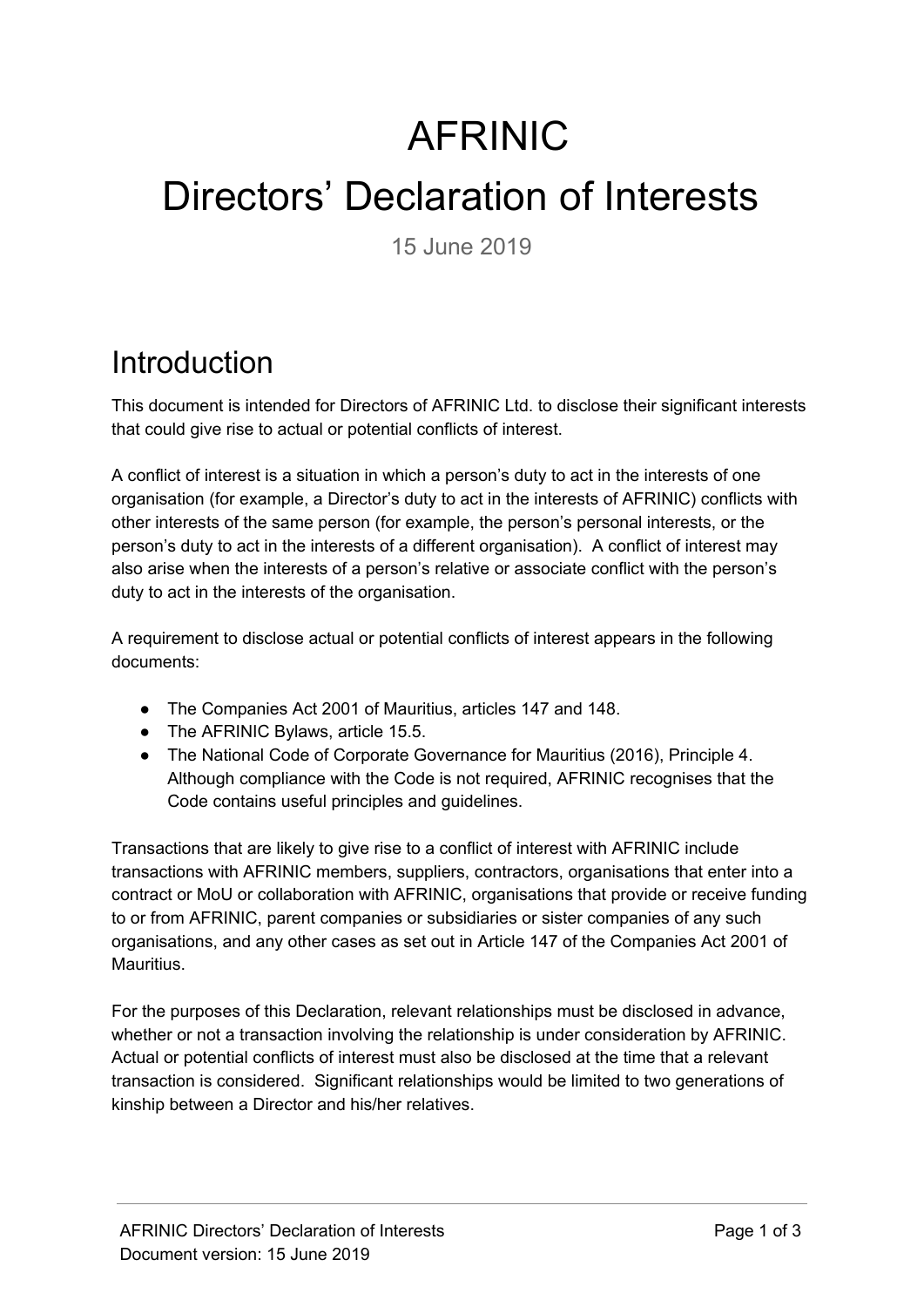# AFRINIC

# Directors' Declaration of Interests

15 June 2019

## Introduction

This document is intended for Directors of AFRINIC Ltd. to disclose their significant interests that could give rise to actual or potential conflicts of interest.

A conflict of interest is a situation in which a person's duty to act in the interests of one organisation (for example, a Director's duty to act in the interests of AFRINIC) conflicts with other interests of the same person (for example, the person's personal interests, or the person's duty to act in the interests of a different organisation). A conflict of interest may also arise when the interests of a person's relative or associate conflict with the person's duty to act in the interests of the organisation.

A requirement to disclose actual or potential conflicts of interest appears in the following documents:

- The Companies Act 2001 of Mauritius, articles 147 and 148.
- The AFRINIC Bylaws, article 15.5.
- The National Code of Corporate Governance for Mauritius (2016), Principle 4. Although compliance with the Code is not required, AFRINIC recognises that the Code contains useful principles and guidelines.

Transactions that are likely to give rise to a conflict of interest with AFRINIC include transactions with AFRINIC members, suppliers, contractors, organisations that enter into a contract or MoU or collaboration with AFRINIC, organisations that provide or receive funding to or from AFRINIC, parent companies or subsidiaries or sister companies of any such organisations, and any other cases as set out in Article 147 of the Companies Act 2001 of Mauritius.

For the purposes of this Declaration, relevant relationships must be disclosed in advance, whether or not a transaction involving the relationship is under consideration by AFRINIC. Actual or potential conflicts of interest must also be disclosed at the time that a relevant transaction is considered. Significant relationships would be limited to two generations of kinship between a Director and his/her relatives.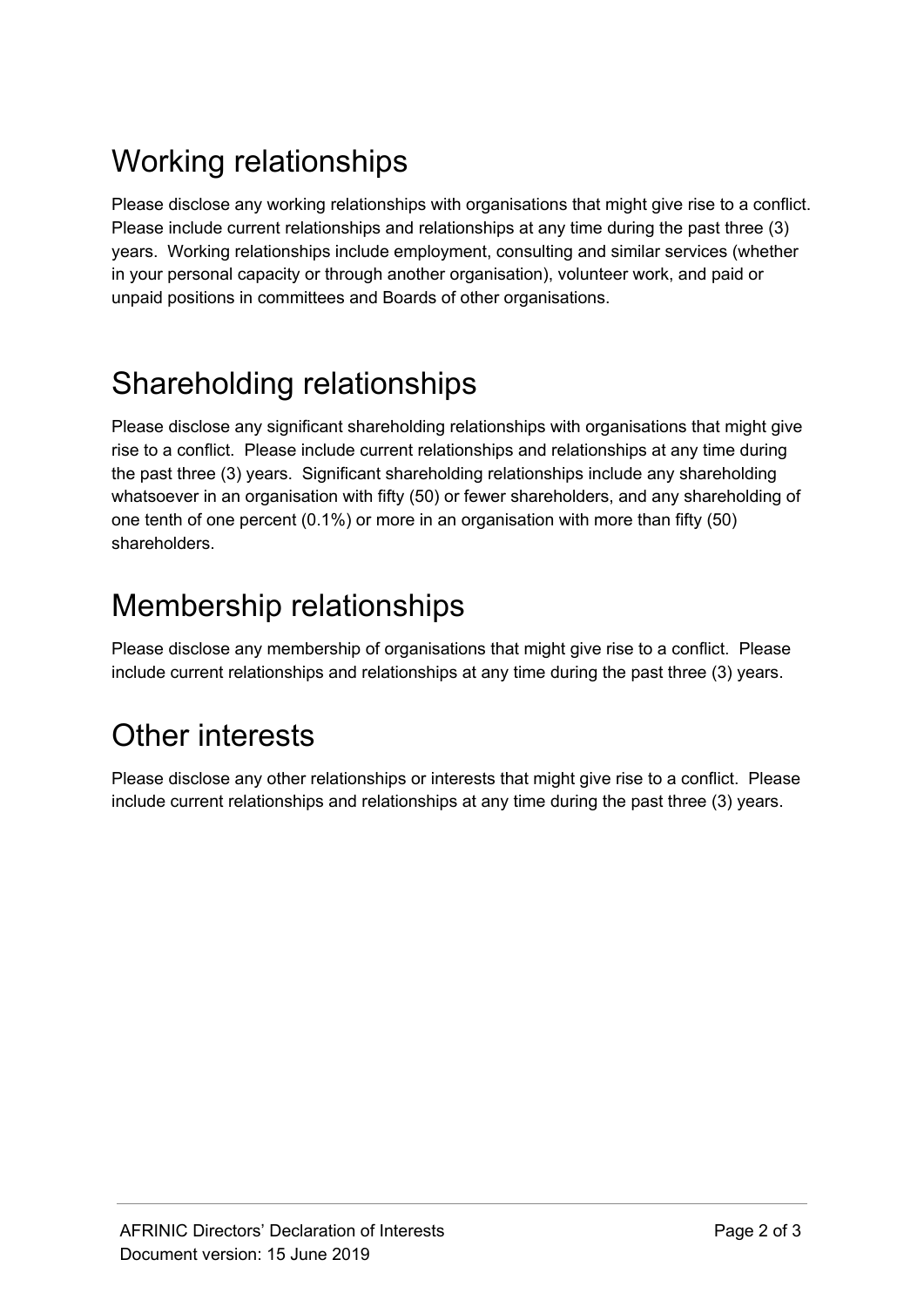## Working relationships

Please disclose any working relationships with organisations that might give rise to a conflict. Please include current relationships and relationships at any time during the past three (3) years. Working relationships include employment, consulting and similar services (whether in your personal capacity or through another organisation), volunteer work, and paid or unpaid positions in committees and Boards of other organisations.

## Shareholding relationships

Please disclose any significant shareholding relationships with organisations that might give rise to a conflict. Please include current relationships and relationships at any time during the past three (3) years. Significant shareholding relationships include any shareholding whatsoever in an organisation with fifty (50) or fewer shareholders, and any shareholding of one tenth of one percent (0.1%) or more in an organisation with more than fifty (50) shareholders.

## Membership relationships

Please disclose any membership of organisations that might give rise to a conflict. Please include current relationships and relationships at any time during the past three (3) years.

## Other interests

Please disclose any other relationships or interests that might give rise to a conflict. Please include current relationships and relationships at any time during the past three (3) years.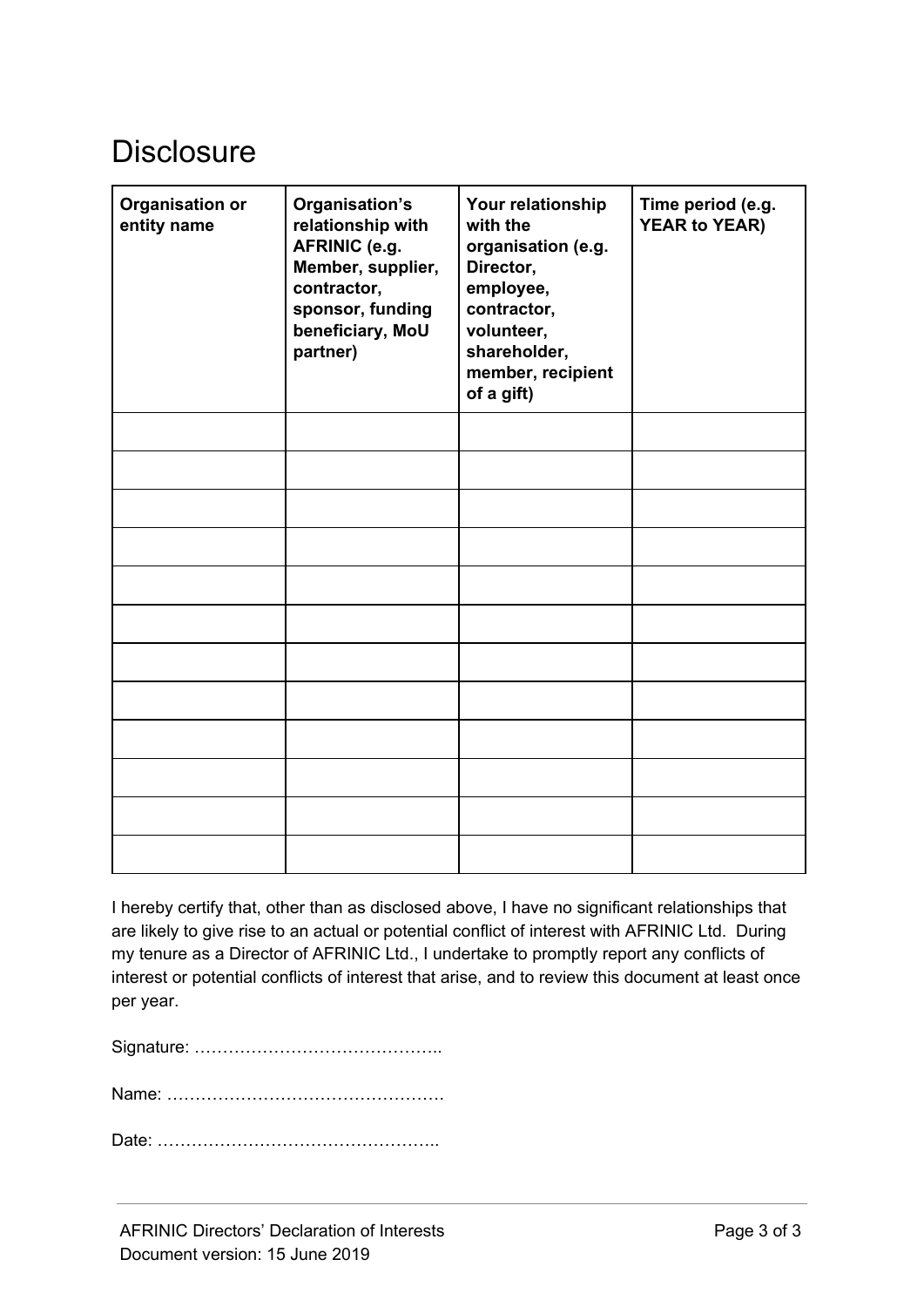# Disclosure

| Organisation or entity name | Organisation's relationship with AFRINIC (e.g. Member, supplier, contractor, sponsor, funding beneficiary, MoU partner) | Your relationship with the organisation (e.g. Director, employee, contractor, volunteer, shareholder, member, recipient of a gift) | Time period (e.g. YEAR to YEAR) |
|---|---|---|---|
| | | | |
| | | | |
| | | | |
| | | | |
| | | | |
| | | | |
| | | | |
| | | | |
| | | | |
| | | | |
| | | | |
| | | | |

I hereby certify that, other than as disclosed above, I have no significant relationships that are likely to give rise to an actual or potential conflict of interest with AFRINIC Ltd. During my tenure as a Director of AFRINIC Ltd., I undertake to promptly report any conflicts of interest or potential conflicts of interest that arise, and to review this document at least once per year.

Signature: ……………………………………..

Name: ………………………………………….

Date: …………………………………………..